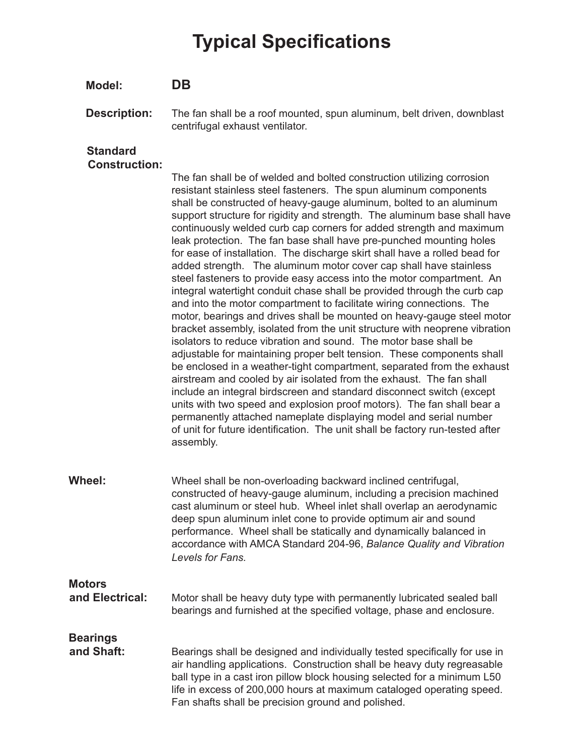# Typical Specifications

**Model:** **DB**

**Description:** The fan shall be a roof mounted, spun aluminum, belt driven, downblast centrifugal exhaust ventilator.

**Standard Construction:**

The fan shall be of welded and bolted construction utilizing corrosion resistant stainless steel fasteners. The spun aluminum components shall be constructed of heavy-gauge aluminum, bolted to an aluminum support structure for rigidity and strength. The aluminum base shall have continuously welded curb cap corners for added strength and maximum leak protection. The fan base shall have pre-punched mounting holes for ease of installation. The discharge skirt shall have a rolled bead for added strength. The aluminum motor cover cap shall have stainless steel fasteners to provide easy access into the motor compartment. An integral watertight conduit chase shall be provided through the curb cap and into the motor compartment to facilitate wiring connections. The motor, bearings and drives shall be mounted on heavy-gauge steel motor bracket assembly, isolated from the unit structure with neoprene vibration isolators to reduce vibration and sound. The motor base shall be adjustable for maintaining proper belt tension. These components shall be enclosed in a weather-tight compartment, separated from the exhaust airstream and cooled by air isolated from the exhaust. The fan shall include an integral birdscreen and standard disconnect switch (except units with two speed and explosion proof motors). The fan shall bear a permanently attached nameplate displaying model and serial number of unit for future identification. The unit shall be factory run-tested after assembly.

**Wheel:** Wheel shall be non-overloading backward inclined centrifugal, constructed of heavy-gauge aluminum, including a precision machined cast aluminum or steel hub. Wheel inlet shall overlap an aerodynamic deep spun aluminum inlet cone to provide optimum air and sound performance. Wheel shall be statically and dynamically balanced in accordance with AMCA Standard 204-96, *Balance Quality and Vibration Levels for Fans.*

**Motors and Electrical:** Motor shall be heavy duty type with permanently lubricated sealed ball bearings and furnished at the specified voltage, phase and enclosure.

**Bearings and Shaft:** Bearings shall be designed and individually tested specifically for use in air handling applications. Construction shall be heavy duty regreasable ball type in a cast iron pillow block housing selected for a minimum L50 life in excess of 200,000 hours at maximum cataloged operating speed. Fan shafts shall be precision ground and polished.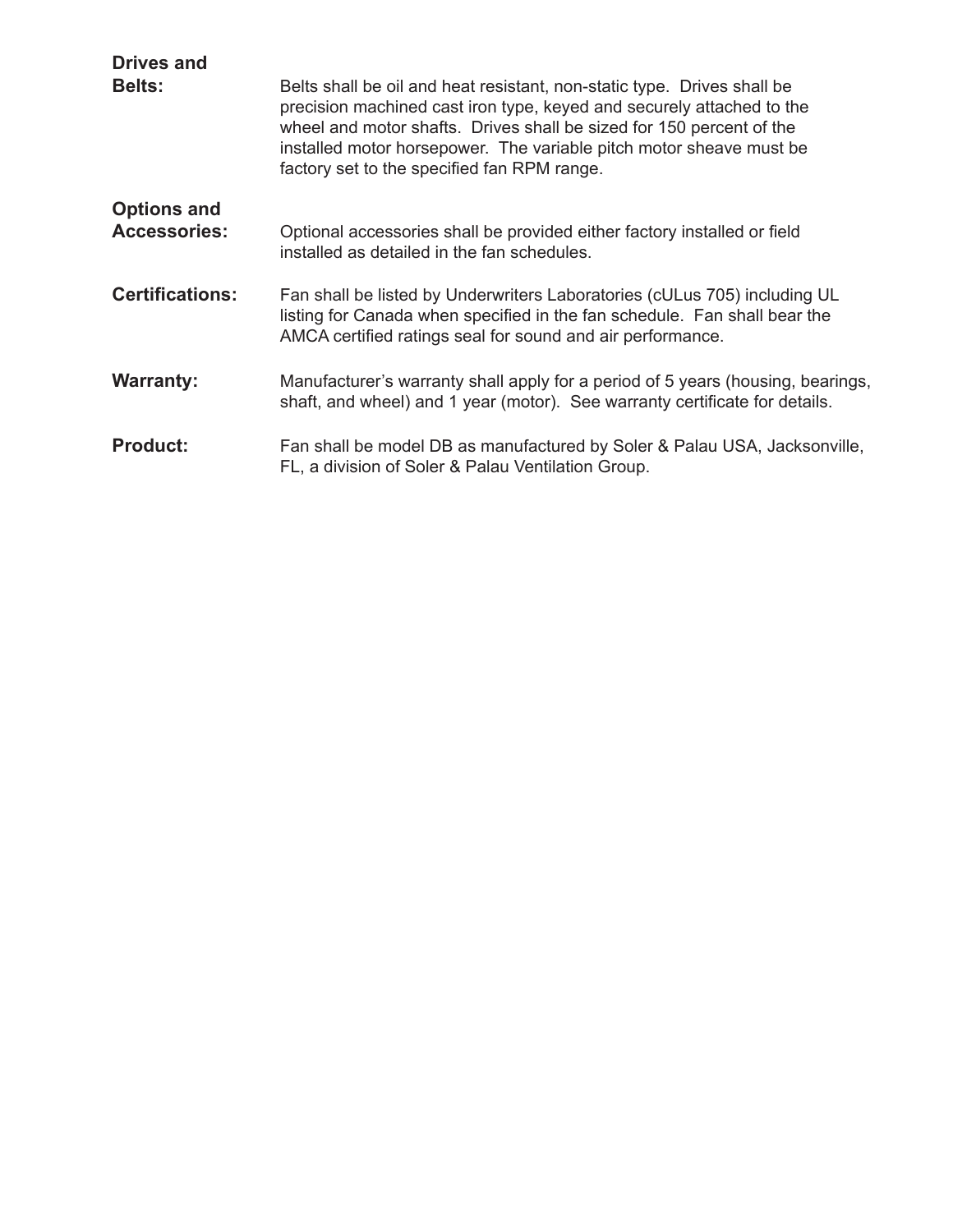**Drives and Belts:** Belts shall be oil and heat resistant, non-static type. Drives shall be precision machined cast iron type, keyed and securely attached to the wheel and motor shafts. Drives shall be sized for 150 percent of the installed motor horsepower. The variable pitch motor sheave must be factory set to the specified fan RPM range.

**Options and Accessories:** Optional accessories shall be provided either factory installed or field installed as detailed in the fan schedules.

**Certifications:** Fan shall be listed by Underwriters Laboratories (cULus 705) including UL listing for Canada when specified in the fan schedule. Fan shall bear the AMCA certified ratings seal for sound and air performance.

**Warranty:** Manufacturer's warranty shall apply for a period of 5 years (housing, bearings, shaft, and wheel) and 1 year (motor). See warranty certificate for details.

**Product:** Fan shall be model DB as manufactured by Soler & Palau USA, Jacksonville, FL, a division of Soler & Palau Ventilation Group.